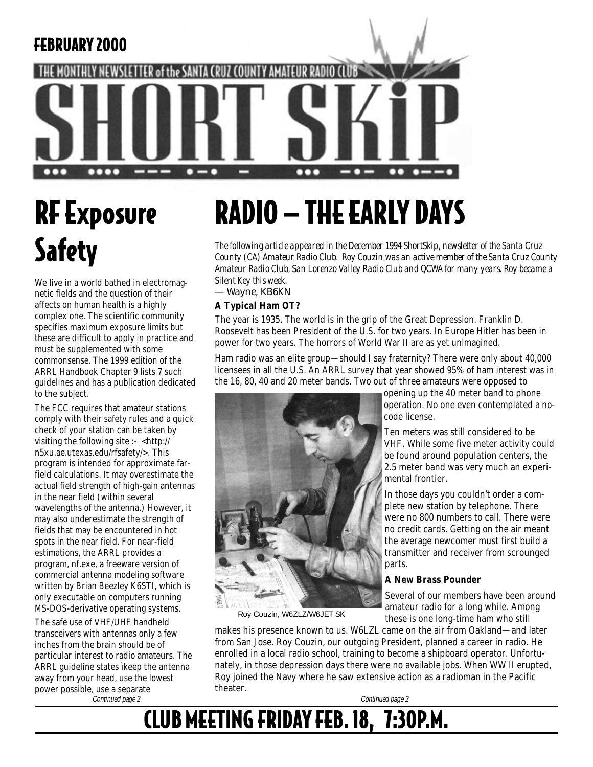FEBRUARY 2000

THE MONTHLY NEWSLETTER of the SANTA CRUZ COUNTY AMATEUR RADIO CLUB

# SHORT SKiP

# RF Exposure Safety

We live in a world bathed in electromagnetic fields and the question of their affects on human health is a highly complex one. The scientific community specifies maximum exposure limits but these are difficult to apply in practice and must be supplemented with some commonsense. The 1999 edition of the ARRL Handbook Chapter 9 lists 7 such guidelines and has a publication dedicated to the subject.

The FCC requires that amateur stations comply with their safety rules and a quick check of your station can be taken by visiting the following site :- <http://n5xu.ae.utexas.edu/rfsafety/>. This program is intended for approximate far-field calculations. It may overestimate the actual field strength of high-gain antennas in the near field (within several wavelengths of the antenna.) However, it may also underestimate the strength of fields that may be encountered in hot spots in the near field. For near-field estimations, the ARRL provides a program, nf.exe, a freeware version of commercial antenna modeling software written by Brian Beezley K6STI, which is only executable on computers running MS-DOS-derivative operating systems.

The safe use of VHF/UHF handheld transceivers with antennas only a few inches from the brain should be of particular interest to radio amateurs. The ARRL guideline states ìkeep the antenna away from your head, use the lowest power possible, use a separate

*Continued page 2*

# RADIO – THE EARLY DAYS

*The following article appeared in the December 1994 ShortSkip, newsletter of the Santa Cruz County (CA) Amateur Radio Club. Roy Couzin was an active member of the Santa Cruz County Amateur Radio Club, San Lorenzo Valley Radio Club and QCWA for many years. Roy became a Silent Key this week.*

— Wayne, KB6KN

**A Typical Ham OT?**

The year is 1935. The world is in the grip of the Great Depression. Franklin D. Roosevelt has been President of the U.S. for two years. In Europe Hitler has been in power for two years. The horrors of World War II are as yet unimagined.

Ham radio was an elite group—should I say fraternity? There were only about 40,000 licensees in all the U.S. An ARRL survey that year showed 95% of ham interest was in the 16, 80, 40 and 20 meter bands. Two out of three amateurs were opposed to opening up the 40 meter band to phone operation. No one even contemplated a no-code license.

Ten meters was still considered to be VHF. While some five meter activity could be found around population centers, the 2.5 meter band was very much an experimental frontier.

In those days you couldn't order a complete new station by telephone. There were no 800 numbers to call. There were no credit cards. Getting on the air meant the average newcomer must first build a transmitter and receiver from scrounged parts.

Roy Couzin, W6ZLZ/W6JET SK

**A New Brass Pounder**

Several of our members have been around amateur radio for a long while. Among these is one long-time ham who still makes his presence known to us. W6LZL came on the air from Oakland—and later from San Jose. Roy Couzin, our outgoing President, planned a career in radio. He enrolled in a local radio school, training to become a shipboard operator. Unfortunately, in those depression days there were no available jobs. When WW II erupted, Roy joined the Navy where he saw extensive action as a radioman in the Pacific theater.

*Continued page 2*

## CLUB MEETING FRIDAY FEB. 18, 7:30P.M.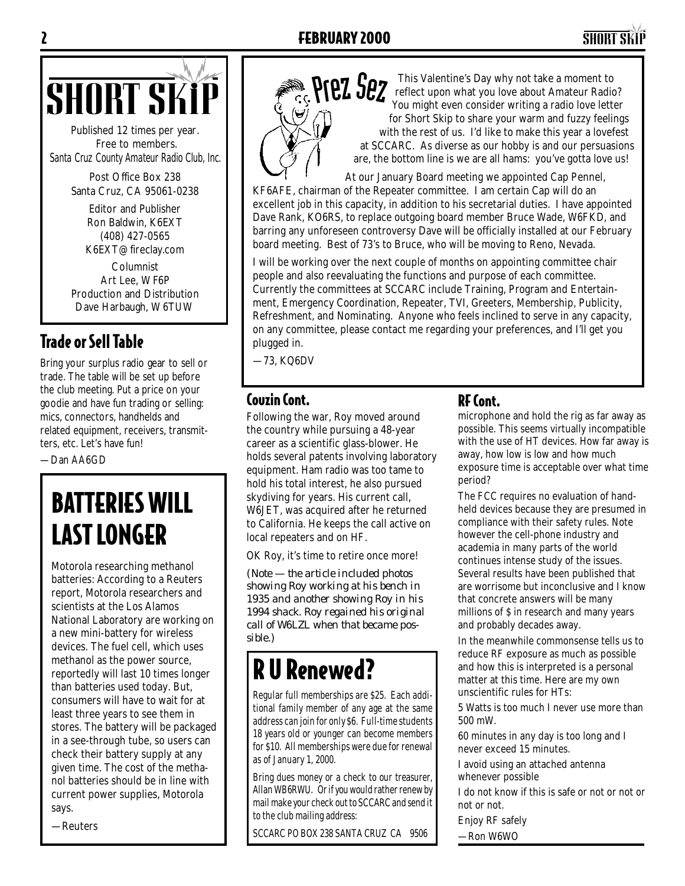# SHORT SKIP

Published 12 times per year.
Free to members.
*Santa Cruz County Amateur Radio Club, Inc.*

Post Office Box 238
Santa Cruz, CA 95061-0238

Editor and Publisher
Ron Baldwin, K6EXT
(408) 427-0565
K6EXT@fireclay.com

Columnist
Art Lee, WF6P
Production and Distribution
Dave Harbaugh, W6TUW

## Trade or Sell Table

Bring your surplus radio gear to sell or trade. The table will be set up before the club meeting. Put a price on your goodie and have fun trading or selling: mics, connectors, handhelds and related equipment, receivers, transmitters, etc. Let's have fun!

—Dan AA6GD

# BATTERIES WILL LAST LONGER

Motorola researching methanol batteries: According to a Reuters report, Motorola researchers and scientists at the Los Alamos National Laboratory are working on a new mini-battery for wireless devices. The fuel cell, which uses methanol as the power source, reportedly will last 10 times longer than batteries used today. But, consumers will have to wait for at least three years to see them in stores. The battery will be packaged in a see-through tube, so users can check their battery supply at any given time. The cost of the methanol batteries should be in line with current power supplies, Motorola says.

—Reuters

## Prez Sez

This Valentine's Day why not take a moment to reflect upon what you love about Amateur Radio? You might even consider writing a radio love letter for Short Skip to share your warm and fuzzy feelings with the rest of us. I'd like to make this year a lovefest at SCCARC. As diverse as our hobby is and our persuasions are, the bottom line is we are all hams: you've gotta love us!

At our January Board meeting we appointed Cap Pennel, KF6AFE, chairman of the Repeater committee. I am certain Cap will do an excellent job in this capacity, in addition to his secretarial duties. I have appointed Dave Rank, KO6RS, to replace outgoing board member Bruce Wade, W6FKD, and barring any unforeseen controversy Dave will be officially installed at our February board meeting. Best of 73's to Bruce, who will be moving to Reno, Nevada.

I will be working over the next couple of months on appointing committee chair people and also reevaluating the functions and purpose of each committee. Currently the committees at SCCARC include Training, Program and Entertainment, Emergency Coordination, Repeater, TVI, Greeters, Membership, Publicity, Refreshment, and Nominating. Anyone who feels inclined to serve in any capacity, on any committee, please contact me regarding your preferences, and I'll get you plugged in.

—73, KQ6DV

## Couzin Cont.

Following the war, Roy moved around the country while pursuing a 48-year career as a scientific glass-blower. He holds several patents involving laboratory equipment. Ham radio was too tame to hold his total interest, he also pursued skydiving for years. His current call, W6JET, was acquired after he returned to California. He keeps the call active on local repeaters and on HF.

OK Roy, it's time to retire once more!

*(Note — the article included photos showing Roy working at his bench in 1935 and another showing Roy in his 1994 shack. Roy regained his original call of W6LZL when that became possible.)*

# R U Renewed?

Regular full memberships are $25. Each additional family member of any age at the same address can join for only $6. Full-time students 18 years old or younger can become members for $10. All memberships were due for renewal as of January 1, 2000.

Bring dues money or a check to our treasurer, Allan WB6RWU. Or if you would rather renew by mail make your check out to SCCARC and send it to the club mailing address:

SCCARC PO BOX 238 SANTA CRUZ CA 9506

## RF Cont.

microphone and hold the rig as far away as possible. This seems virtually incompatible with the use of HT devices. How far away is away, how low is low and how much exposure time is acceptable over what time period?

The FCC requires no evaluation of handheld devices because they are presumed in compliance with their safety rules. Note however the cell-phone industry and academia in many parts of the world continues intense study of the issues. Several results have been published that are worrisome but inconclusive and I know that concrete answers will be many millions of $ in research and many years and probably decades away.

In the meanwhile commonsense tells us to reduce RF exposure as much as possible and how this is interpreted is a personal matter at this time. Here are my own unscientific rules for HTs:

5 Watts is too much I never use more than 500 mW.

60 minutes in any day is too long and I never exceed 15 minutes.

I avoid using an attached antenna whenever possible

I do not know if this is safe or not or not or not or not.

Enjoy RF safely

—Ron W6WO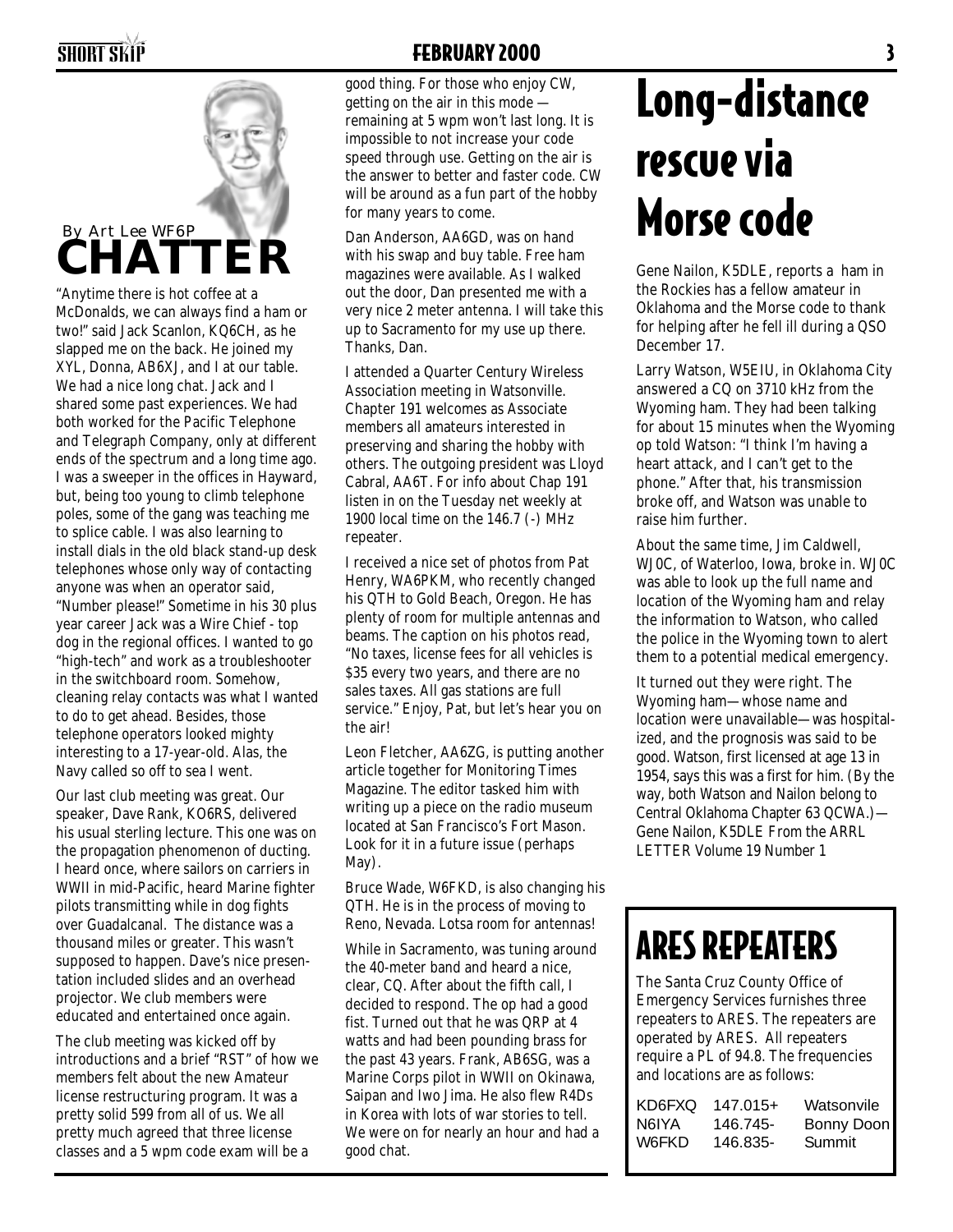# CHATTER

By Art Lee WF6P

"Anytime there is hot coffee at a McDonalds, we can always find a ham or two!" said Jack Scanlon, KQ6CH, as he slapped me on the back. He joined my XYL, Donna, AB6XJ, and I at our table. We had a nice long chat. Jack and I shared some past experiences. We had both worked for the Pacific Telephone and Telegraph Company, only at different ends of the spectrum and a long time ago. I was a sweeper in the offices in Hayward, but, being too young to climb telephone poles, some of the gang was teaching me to splice cable. I was also learning to install dials in the old black stand-up desk telephones whose only way of contacting anyone was when an operator said, "Number please!" Sometime in his 30 plus year career Jack was a Wire Chief - top dog in the regional offices. I wanted to go "high-tech" and work as a troubleshooter in the switchboard room. Somehow, cleaning relay contacts was what I wanted to do to get ahead. Besides, those telephone operators looked mighty interesting to a 17-year-old. Alas, the Navy called so off to sea I went.

Our last club meeting was great. Our speaker, Dave Rank, KO6RS, delivered his usual sterling lecture. This one was on the propagation phenomenon of ducting. I heard once, where sailors on carriers in WWII in mid-Pacific, heard Marine fighter pilots transmitting while in dog fights over Guadalcanal. The distance was a thousand miles or greater. This wasn't supposed to happen. Dave's nice presentation included slides and an overhead projector. We club members were educated and entertained once again.

The club meeting was kicked off by introductions and a brief "RST" of how we members felt about the new Amateur license restructuring program. It was a pretty solid 599 from all of us. We all pretty much agreed that three license classes and a 5 wpm code exam will be a good thing. For those who enjoy CW, getting on the air in this mode — remaining at 5 wpm won't last long. It is impossible to not increase your code speed through use. Getting on the air is the answer to better and faster code. CW will be around as a fun part of the hobby for many years to come.

Dan Anderson, AA6GD, was on hand with his swap and buy table. Free ham magazines were available. As I walked out the door, Dan presented me with a very nice 2 meter antenna. I will take this up to Sacramento for my use up there. Thanks, Dan.

I attended a Quarter Century Wireless Association meeting in Watsonville. Chapter 191 welcomes as Associate members all amateurs interested in preserving and sharing the hobby with others. The outgoing president was Lloyd Cabral, AA6T. For info about Chap 191 listen in on the Tuesday net weekly at 1900 local time on the 146.7 (-) MHz repeater.

I received a nice set of photos from Pat Henry, WA6PKM, who recently changed his QTH to Gold Beach, Oregon. He has plenty of room for multiple antennas and beams. The caption on his photos read, "No taxes, license fees for all vehicles is $35 every two years, and there are no sales taxes. All gas stations are full service." Enjoy, Pat, but let's hear you on the air!

Leon Fletcher, AA6ZG, is putting another article together for Monitoring Times Magazine. The editor tasked him with writing up a piece on the radio museum located at San Francisco's Fort Mason. Look for it in a future issue (perhaps May).

Bruce Wade, W6FKD, is also changing his QTH. He is in the process of moving to Reno, Nevada. Lotsa room for antennas!

While in Sacramento, was tuning around the 40-meter band and heard a nice, clear, CQ. After about the fifth call, I decided to respond. The op had a good fist. Turned out that he was QRP at 4 watts and had been pounding brass for the past 43 years. Frank, AB6SG, was a Marine Corps pilot in WWII on Okinawa, Saipan and Iwo Jima. He also flew R4Ds in Korea with lots of war stories to tell. We were on for nearly an hour and had a good chat.

# Long-distance rescue via Morse code

Gene Nailon, K5DLE, reports a ham in the Rockies has a fellow amateur in Oklahoma and the Morse code to thank for helping after he fell ill during a QSO December 17.

Larry Watson, W5EIU, in Oklahoma City answered a CQ on 3710 kHz from the Wyoming ham. They had been talking for about 15 minutes when the Wyoming op told Watson: "I think I'm having a heart attack, and I can't get to the phone." After that, his transmission broke off, and Watson was unable to raise him further.

About the same time, Jim Caldwell, WJ0C, of Waterloo, Iowa, broke in. WJ0C was able to look up the full name and location of the Wyoming ham and relay the information to Watson, who called the police in the Wyoming town to alert them to a potential medical emergency.

It turned out they were right. The Wyoming ham—whose name and location were unavailable—was hospitalized, and the prognosis was said to be good. Watson, first licensed at age 13 in 1954, says this was a first for him. (By the way, both Watson and Nailon belong to Central Oklahoma Chapter 63 QCWA.)—Gene Nailon, K5DLE From the ARRL LETTER Volume 19 Number 1

## ARES REPEATERS

The Santa Cruz County Office of Emergency Services furnishes three repeaters to ARES. The repeaters are operated by ARES. All repeaters require a PL of 94.8. The frequencies and locations are as follows:

| | | |
|---|---|---|
| KD6FXQ | 147.015+ | Watsonvile |
| N6IYA | 146.745- | Bonny Doon |
| W6FKD | 146.835- | Summit |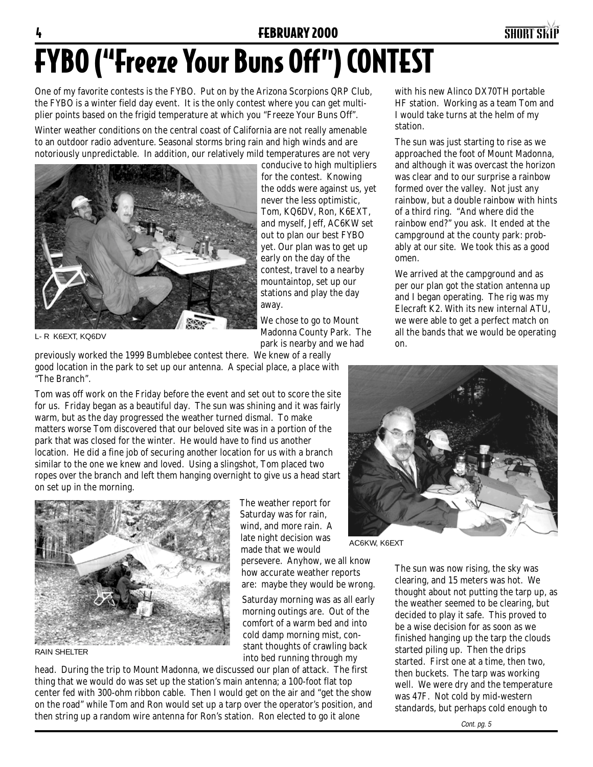# FYBO ("Freeze Your Buns Off") CONTEST

One of my favorite contests is the FYBO. Put on by the Arizona Scorpions QRP Club, the FYBO is a winter field day event. It is the only contest where you can get multiplier points based on the frigid temperature at which you "Freeze Your Buns Off".

Winter weather conditions on the central coast of California are not really amenable to an outdoor radio adventure. Seasonal storms bring rain and high winds and are notoriously unpredictable. In addition, our relatively mild temperatures are not very conducive to high multipliers for the contest. Knowing the odds were against us, yet never the less optimistic, Tom, KQ6DV, Ron, K6EXT, and myself, Jeff, AC6KW set out to plan our best FYBO yet. Our plan was to get up early on the day of the contest, travel to a nearby mountaintop, set up our stations and play the day away.

L- R K6EXT, KQ6DV

We chose to go to Mount Madonna County Park. The park is nearby and we had previously worked the 1999 Bumblebee contest there. We knew of a really good location in the park to set up our antenna. A special place, a place with "The Branch".

Tom was off work on the Friday before the event and set out to score the site for us. Friday began as a beautiful day. The sun was shining and it was fairly warm, but as the day progressed the weather turned dismal. To make matters worse Tom discovered that our beloved site was in a portion of the park that was closed for the winter. He would have to find us another location. He did a fine job of securing another location for us with a branch similar to the one we knew and loved. Using a slingshot, Tom placed two ropes over the branch and left them hanging overnight to give us a head start on set up in the morning.

RAIN SHELTER

The weather report for Saturday was for rain, wind, and more rain. A late night decision was made that we would persevere. Anyhow, we all know how accurate weather reports are: maybe they would be wrong.

Saturday morning was as all early morning outings are. Out of the comfort of a warm bed and into cold damp morning mist, constant thoughts of crawling back into bed running through my head. During the trip to Mount Madonna, we discussed our plan of attack. The first thing that we would do was set up the station's main antenna; a 100-foot flat top center fed with 300-ohm ribbon cable. Then I would get on the air and "get the show on the road" while Tom and Ron would set up a tarp over the operator's position, and then string up a random wire antenna for Ron's station. Ron elected to go it alone with his new Alinco DX70TH portable HF station. Working as a team Tom and I would take turns at the helm of my station.

The sun was just starting to rise as we approached the foot of Mount Madonna, and although it was overcast the horizon was clear and to our surprise a rainbow formed over the valley. Not just any rainbow, but a double rainbow with hints of a third ring. "And where did the rainbow end?" you ask. It ended at the campground at the county park: probably at our site. We took this as a good omen.

We arrived at the campground and as per our plan got the station antenna up and I began operating. The rig was my Elecraft K2. With its new internal ATU, we were able to get a perfect match on all the bands that we would be operating on.

AC6KW, K6EXT

The sun was now rising, the sky was clearing, and 15 meters was hot. We thought about not putting the tarp up, as the weather seemed to be clearing, but decided to play it safe. This proved to be a wise decision for as soon as we finished hanging up the tarp the clouds started piling up. Then the drips started. First one at a time, then two, then buckets. The tarp was working well. We were dry and the temperature was 47F. Not cold by mid-western standards, but perhaps cold enough to

*Cont. pg. 5*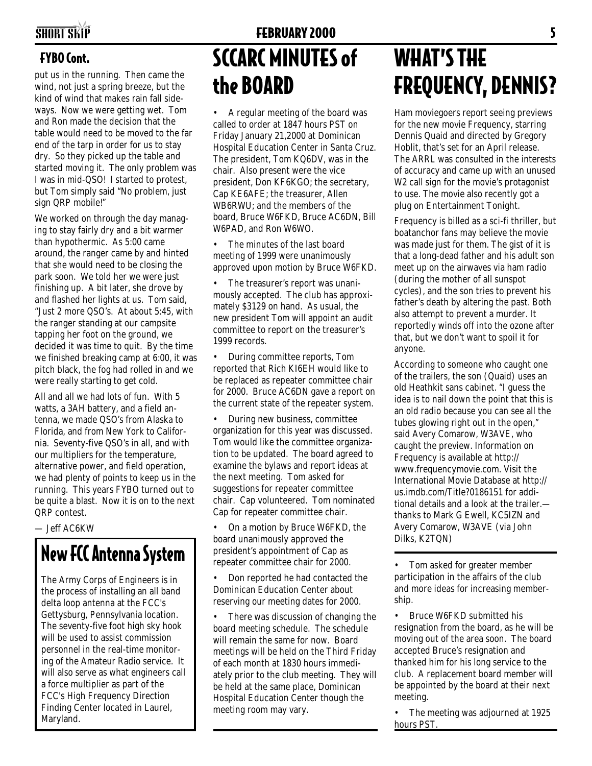## FYBO Cont.

put us in the running. Then came the wind, not just a spring breeze, but the kind of wind that makes rain fall sideways. Now we were getting wet. Tom and Ron made the decision that the table would need to be moved to the far end of the tarp in order for us to stay dry. So they picked up the table and started moving it. The only problem was I was in mid-QSO! I started to protest, but Tom simply said "No problem, just sign QRP mobile!"

We worked on through the day managing to stay fairly dry and a bit warmer than hypothermic. As 5:00 came around, the ranger came by and hinted that she would need to be closing the park soon. We told her we were just finishing up. A bit later, she drove by and flashed her lights at us. Tom said, "Just 2 more QSO's. At about 5:45, with the ranger standing at our campsite tapping her foot on the ground, we decided it was time to quit. By the time we finished breaking camp at 6:00, it was pitch black, the fog had rolled in and we were really starting to get cold.

All and all we had lots of fun. With 5 watts, a 3AH battery, and a field antenna, we made QSO's from Alaska to Florida, and from New York to California. Seventy-five QSO's in all, and with our multipliers for the temperature, alternative power, and field operation, we had plenty of points to keep us in the running. This years FYBO turned out to be quite a blast. Now it is on to the next QRP contest.

— Jeff AC6KW

## New FCC Antenna System

The Army Corps of Engineers is in the process of installing an all band delta loop antenna at the FCC's Gettysburg, Pennsylvania location. The seventy-five foot high sky hook will be used to assist commission personnel in the real-time monitoring of the Amateur Radio service. It will also serve as what engineers call a force multiplier as part of the FCC's High Frequency Direction Finding Center located in Laurel, Maryland.

# SCCARC MINUTES of the BOARD

- A regular meeting of the board was called to order at 1847 hours PST on Friday January 21,2000 at Dominican Hospital Education Center in Santa Cruz. The president, Tom KQ6DV, was in the chair. Also present were the vice president, Don KF6KGO; the secretary, Cap KE6AFE; the treasurer, Allen WB6RWU; and the members of the board, Bruce W6FKD, Bruce AC6DN, Bill W6PAD, and Ron W6WO.
- The minutes of the last board meeting of 1999 were unanimously approved upon motion by Bruce W6FKD.
- The treasurer's report was unanimously accepted. The club has approximately $3129 on hand. As usual, the new president Tom will appoint an audit committee to report on the treasurer's 1999 records.
- During committee reports, Tom reported that Rich KI6EH would like to be replaced as repeater committee chair for 2000. Bruce AC6DN gave a report on the current state of the repeater system.
- During new business, committee organization for this year was discussed. Tom would like the committee organization to be updated. The board agreed to examine the bylaws and report ideas at the next meeting. Tom asked for suggestions for repeater committee chair. Cap volunteered. Tom nominated Cap for repeater committee chair.
- On a motion by Bruce W6FKD, the board unanimously approved the president's appointment of Cap as repeater committee chair for 2000.
- Don reported he had contacted the Dominican Education Center about reserving our meeting dates for 2000.
- There was discussion of changing the board meeting schedule. The schedule will remain the same for now. Board meetings will be held on the Third Friday of each month at 1830 hours immediately prior to the club meeting. They will be held at the same place, Dominican Hospital Education Center though the meeting room may vary.
- Tom asked for greater member participation in the affairs of the club and more ideas for increasing membership.
- Bruce W6FKD submitted his resignation from the board, as he will be moving out of the area soon. The board accepted Bruce's resignation and thanked him for his long service to the club. A replacement board member will be appointed by the board at their next meeting.
- The meeting was adjourned at 1925 hours PST.

# WHAT'S THE FREQUENCY, DENNIS?

Ham moviegoers report seeing previews for the new movie Frequency, starring Dennis Quaid and directed by Gregory Hoblit, that's set for an April release. The ARRL was consulted in the interests of accuracy and came up with an unused W2 call sign for the movie's protagonist to use. The movie also recently got a plug on Entertainment Tonight.

Frequency is billed as a sci-fi thriller, but boatanchor fans may believe the movie was made just for them. The gist of it is that a long-dead father and his adult son meet up on the airwaves via ham radio (during the mother of all sunspot cycles), and the son tries to prevent his father's death by altering the past. Both also attempt to prevent a murder. It reportedly winds off into the ozone after that, but we don't want to spoil it for anyone.

According to someone who caught one of the trailers, the son (Quaid) uses an old Heathkit sans cabinet. "I guess the idea is to nail down the point that this is an old radio because you can see all the tubes glowing right out in the open," said Avery Comarow, W3AVE, who caught the preview. Information on Frequency is available at http://www.frequencymovie.com. Visit the International Movie Database at http://us.imdb.com/Title?0186151 for additional details and a look at the trailer.—thanks to Mark G Ewell, KC5IZN and Avery Comarow, W3AVE (via John Dilks, K2TQN)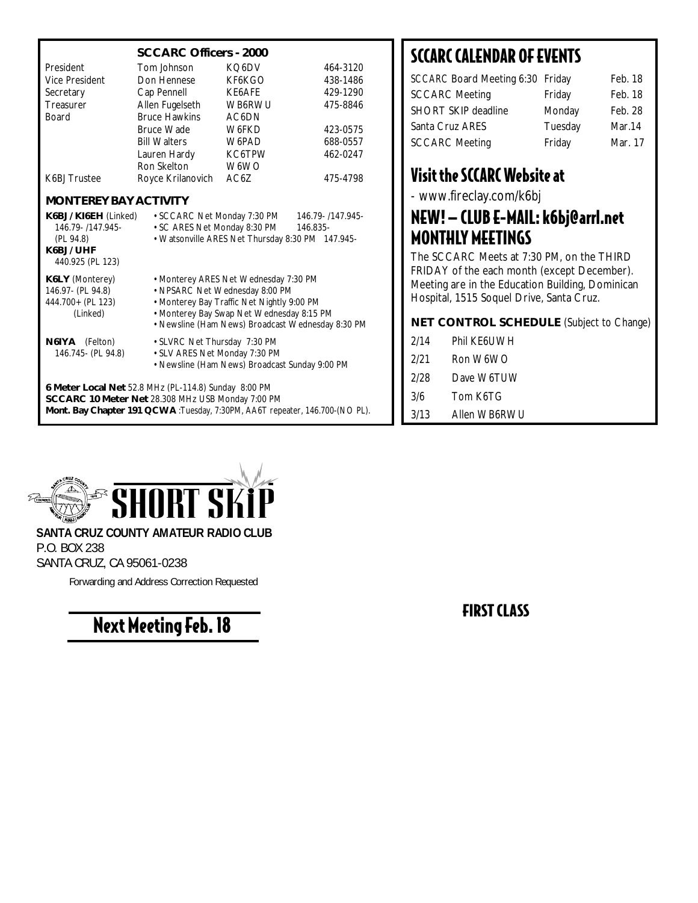## SCCARC Officers - 2000

| | | | |
|---|---|---|---|
| President | Tom Johnson | KQ6DV | 464-3120 |
| Vice President | Don Hennese | KF6KGO | 438-1486 |
| Secretary | Cap Pennell | KE6AFE | 429-1290 |
| Treasurer | Allen Fugelseth | WB6RWU | 475-8846 |
| Board | Bruce Hawkins | AC6DN | |
| | Bruce Wade | W6FKD | 423-0575 |
| | Bill Walters | W6PAD | 688-0557 |
| | Lauren Hardy | KC6TPW | 462-0247 |
| | Ron Skelton | W6WO | |
| K6BJ Trustee | Royce Krilanovich | AC6Z | 475-4798 |

### MONTEREY BAY ACTIVITY

**K6BJ/KI6EH** (Linked) 146.79- /147.945- (PL 94.8)
**K6BJ/UHF** 440.925 (PL 123)

- SCCARC Net Monday 7:30 PM 146.79- /147.945-
- SC ARES Net Monday 8:30 PM 146.835-
- Watsonville ARES Net Thursday 8:30 PM 147.945-

**K6LY** (Monterey) 146.97- (PL 94.8) 444.700+ (PL 123) (Linked)

- Monterey ARES Net Wednesday 7:30 PM
- NPSARC Net Wednesday 8:00 PM
- Monterey Bay Traffic Net Nightly 9:00 PM
- Monterey Bay Swap Net Wednesday 8:15 PM
- Newsline (Ham News) Broadcast Wednesday 8:30 PM

**N6IYA** (Felton) 146.745- (PL 94.8)

- SLVRC Net Thursday 7:30 PM
- SLV ARES Net Monday 7:30 PM
- Newsline (Ham News) Broadcast Sunday 9:00 PM

**6 Meter Local Net** 52.8 MHz (PL-114.8) Sunday 8:00 PM
**SCCARC 10 Meter Net** 28.308 MHz USB Monday 7:00 PM
**Mont. Bay Chapter 191 QCWA**:Tuesday, 7:30PM, AA6T repeater, 146.700-(NO PL).

## SCCARC CALENDAR OF EVENTS

| | | |
|---|---|---|
| SCCARC Board Meeting 6:30 | Friday | Feb. 18 |
| SCCARC Meeting | Friday | Feb. 18 |
| SHORT SKIP deadline | Monday | Feb. 28 |
| Santa Cruz ARES | Tuesday | Mar.14 |
| SCCARC Meeting | Friday | Mar. 17 |

## Visit the SCCARC Website at

- www.fireclay.com/k6bj

## NEW! — CLUB E-MAIL: k6bj@arrl.net

## MONTHLY MEETINGS

The SCCARC Meets at 7:30 PM, on the THIRD FRIDAY of the each month (except December). Meeting are in the Education Building, Dominican Hospital, 1515 Soquel Drive, Santa Cruz.

### NET CONTROL SCHEDULE (Subject to Change)

| | |
|---|---|
| 2/14 | Phil KE6UWH |
| 2/21 | Ron W6WO |
| 2/28 | Dave W6TUW |
| 3/6 | Tom K6TG |
| 3/13 | Allen WB6RWU |

# SHORT SKIP

**SANTA CRUZ COUNTY AMATEUR RADIO CLUB**
P.O. BOX 238
SANTA CRUZ, CA 95061-0238

Forwarding and Address Correction Requested

## Next Meeting Feb. 18

**FIRST CLASS**